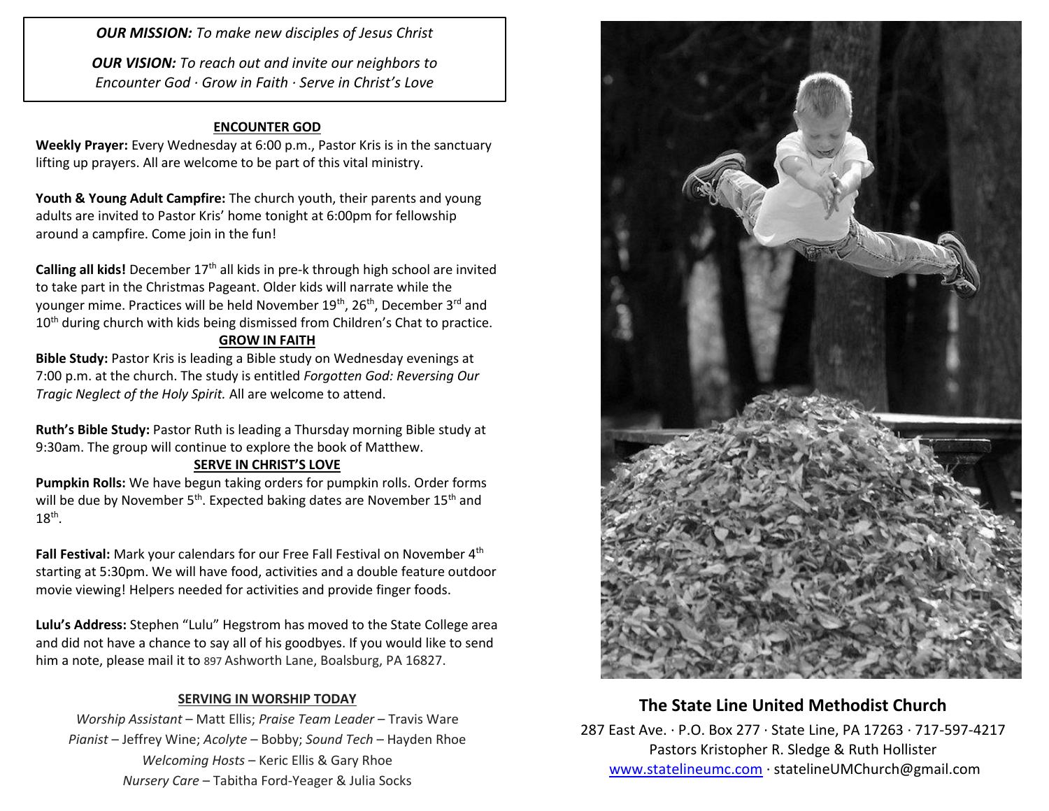*OUR MISSION:* To make new disciples of Jesus Christ

*OUR VISION:* To reach out and invite our neighbors to Encounter God · Grow in Faith · Serve in Christ's Love

## ENCOUNTER GOD

**Weekly Prayer:** Every Wednesday at 6:00 p.m., Pastor Kris is in the sanctuary lifting up prayers. All are welcome to be part of this vital ministry.

**Youth & Young Adult Campfire:** The church youth, their parents and young adults are invited to Pastor Kris' home tonight at 6:00pm for fellowship around a campfire. Come join in the fun!

**Calling all kids!** December 17th all kids in pre-k through high school are invited to take part in the Christmas Pageant. Older kids will narrate while the younger mime. Practices will be held November 19th, 26th, December 3rd and 10th during church with kids being dismissed from Children's Chat to practice.

## GROW IN FAITH

**Bible Study:** Pastor Kris is leading a Bible study on Wednesday evenings at 7:00 p.m. at the church. The study is entitled *Forgotten God: Reversing Our Tragic Neglect of the Holy Spirit.* All are welcome to attend.

**Ruth's Bible Study:** Pastor Ruth is leading a Thursday morning Bible study at 9:30am. The group will continue to explore the book of Matthew.

## SERVE IN CHRIST'S LOVE

**Pumpkin Rolls:** We have begun taking orders for pumpkin rolls. Order forms will be due by November 5th. Expected baking dates are November 15th and 18th.

**Fall Festival:** Mark your calendars for our Free Fall Festival on November 4th starting at 5:30pm. We will have food, activities and a double feature outdoor movie viewing! Helpers needed for activities and provide finger foods.

**Lulu's Address:** Stephen "Lulu" Hegstrom has moved to the State College area and did not have a chance to say all of his goodbyes. If you would like to send him a note, please mail it to 897 Ashworth Lane, Boalsburg, PA 16827.

## SERVING IN WORSHIP TODAY

*Worship Assistant* – Matt Ellis; *Praise Team Leader* – Travis Ware
*Pianist* – Jeffrey Wine; *Acolyte* – Bobby; *Sound Tech* – Hayden Rhoe
*Welcoming Hosts* – Keric Ellis & Gary Rhoe
*Nursery Care* – Tabitha Ford-Yeager & Julia Socks

# The State Line United Methodist Church

287 East Ave. · P.O. Box 277 · State Line, PA 17263 · 717-597-4217
Pastors Kristopher R. Sledge & Ruth Hollister
www.statelineumc.com · statelineUMChurch@gmail.com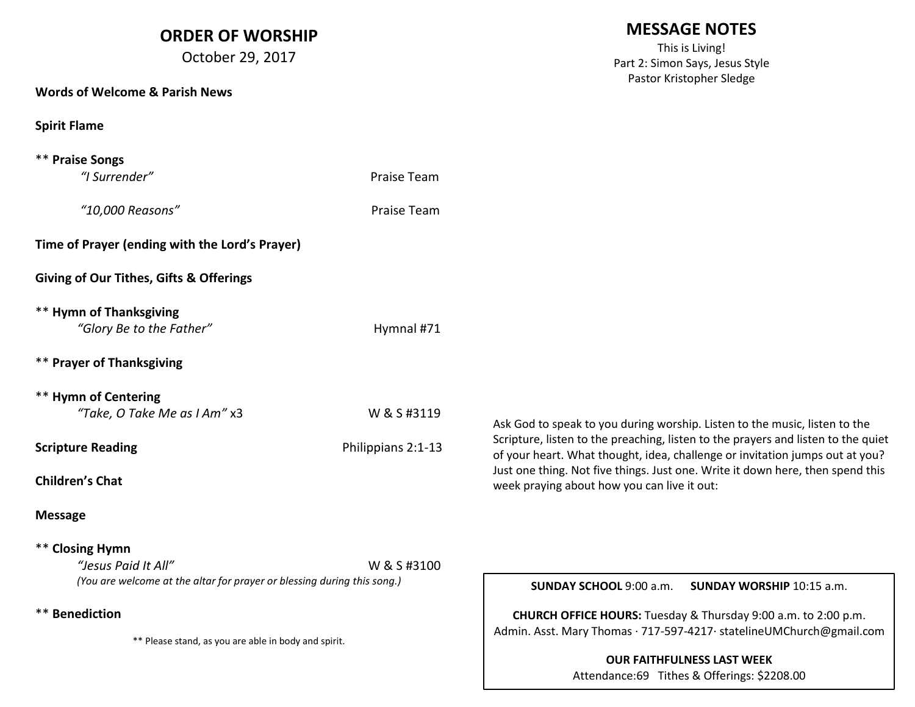## ORDER OF WORSHIP

October 29, 2017

**Words of Welcome & Parish News**

**Spirit Flame**

\*\* **Praise Songs**

*"I Surrender"* Praise Team

*"10,000 Reasons"* Praise Team

**Time of Prayer (ending with the Lord's Prayer)**

**Giving of Our Tithes, Gifts & Offerings**

\*\* **Hymn of Thanksgiving**

*"Glory Be to the Father"* Hymnal #71

\*\* **Prayer of Thanksgiving**

\*\* **Hymn of Centering**

*"Take, O Take Me as I Am"* x3 W & S #3119

**Scripture Reading** Philippians 2:1-13

**Children's Chat**

**Message**

\*\* **Closing Hymn**

*"Jesus Paid It All"* W & S #3100

*(You are welcome at the altar for prayer or blessing during this song.)*

\*\* **Benediction**

\*\* Please stand, as you are able in body and spirit.

## MESSAGE NOTES

This is Living!
Part 2: Simon Says, Jesus Style
Pastor Kristopher Sledge

Ask God to speak to you during worship. Listen to the music, listen to the Scripture, listen to the preaching, listen to the prayers and listen to the quiet of your heart. What thought, idea, challenge or invitation jumps out at you? Just one thing. Not five things. Just one. Write it down here, then spend this week praying about how you can live it out:

**SUNDAY SCHOOL** 9:00 a.m. **SUNDAY WORSHIP** 10:15 a.m.

**CHURCH OFFICE HOURS:** Tuesday & Thursday 9:00 a.m. to 2:00 p.m.
Admin. Asst. Mary Thomas · 717-597-4217· statelineUMChurch@gmail.com

**OUR FAITHFULNESS LAST WEEK**

Attendance:69 Tithes & Offerings: $2208.00